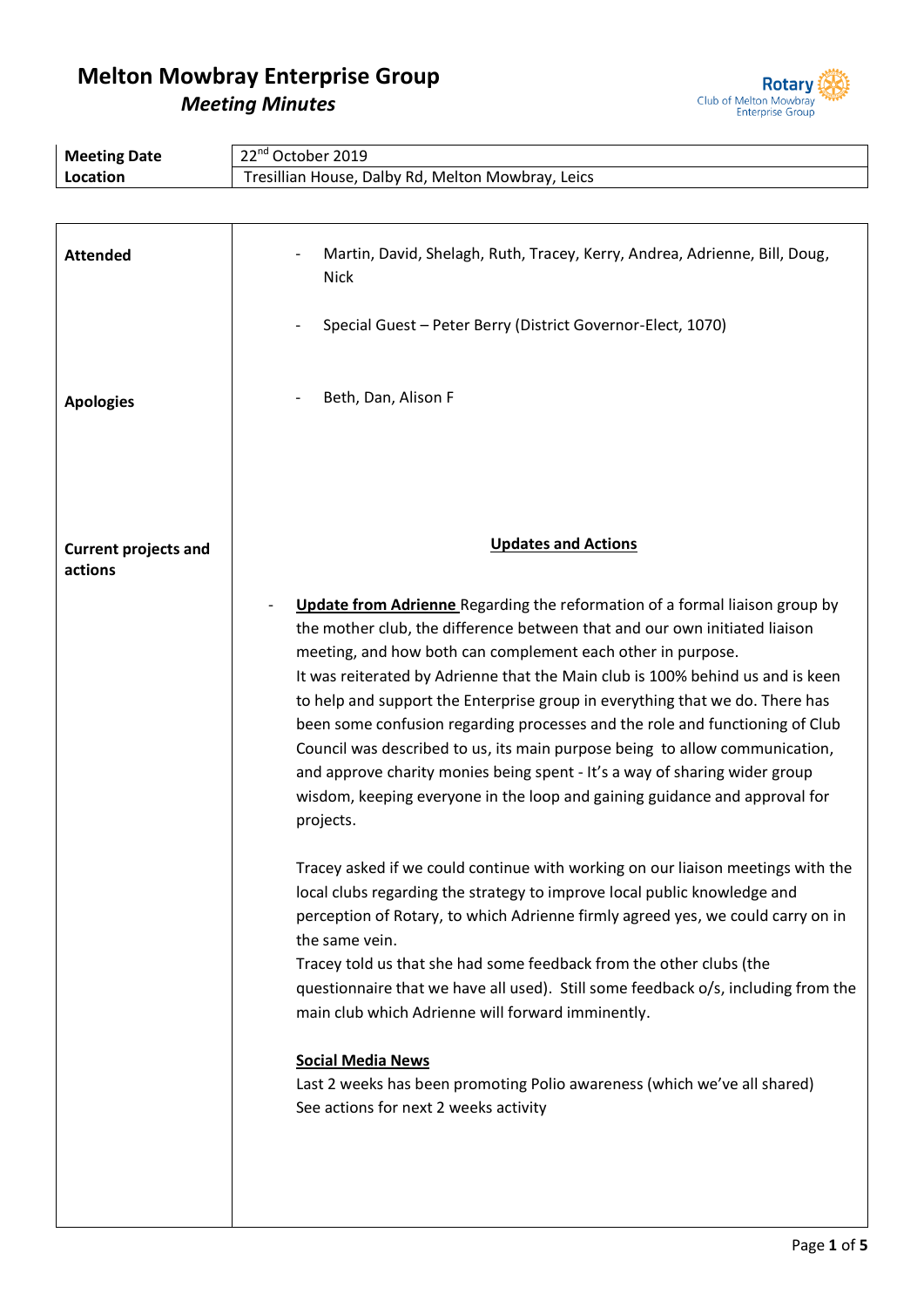# Melton Mowbray Enterprise Group

## *Meeting Minutes*

| **Meeting Date** | 22nd October 2019 |
| --- | --- |
| **Location** | Tresillian House, Dalby Rd, Melton Mowbray, Leics |

**Attended**

- Martin, David, Shelagh, Ruth, Tracey, Kerry, Andrea, Adrienne, Bill, Doug, Nick
- Special Guest – Peter Berry (District Governor-Elect, 1070)

**Apologies**

- Beth, Dan, Alison F

**Current projects and actions**

**Updates and Actions**

- **Update from Adrienne** Regarding the reformation of a formal liaison group by the mother club, the difference between that and our own initiated liaison meeting, and how both can complement each other in purpose.
  It was reiterated by Adrienne that the Main club is 100% behind us and is keen to help and support the Enterprise group in everything that we do. There has been some confusion regarding processes and the role and functioning of Club Council was described to us, its main purpose being to allow communication, and approve charity monies being spent - It's a way of sharing wider group wisdom, keeping everyone in the loop and gaining guidance and approval for projects.

  Tracey asked if we could continue with working on our liaison meetings with the local clubs regarding the strategy to improve local public knowledge and perception of Rotary, to which Adrienne firmly agreed yes, we could carry on in the same vein.
  Tracey told us that she had some feedback from the other clubs (the questionnaire that we have all used). Still some feedback o/s, including from the main club which Adrienne will forward imminently.

  **Social Media News**
  Last 2 weeks has been promoting Polio awareness (which we've all shared)
  See actions for next 2 weeks activity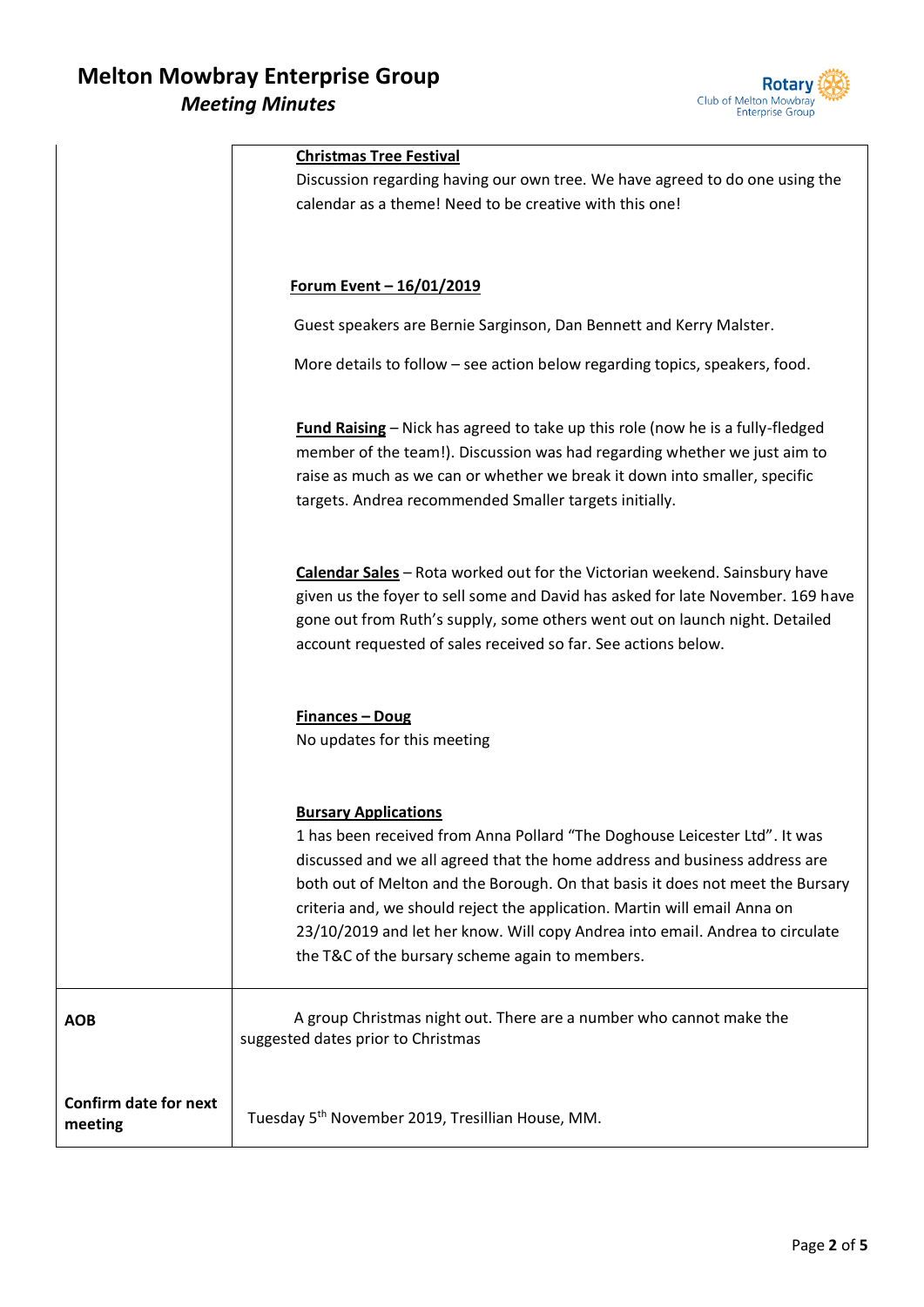| | |
|---|---|
| | **Christmas Tree Festival**<br>Discussion regarding having our own tree. We have agreed to do one using the calendar as a theme! Need to be creative with this one!<br><br>**Forum Event – 16/01/2019**<br>Guest speakers are Bernie Sarginson, Dan Bennett and Kerry Malster.<br>More details to follow – see action below regarding topics, speakers, food.<br><br>**Fund Raising** – Nick has agreed to take up this role (now he is a fully-fledged member of the team!). Discussion was had regarding whether we just aim to raise as much as we can or whether we break it down into smaller, specific targets. Andrea recommended Smaller targets initially.<br><br>**Calendar Sales** – Rota worked out for the Victorian weekend. Sainsbury have given us the foyer to sell some and David has asked for late November. 169 have gone out from Ruth's supply, some others went out on launch night. Detailed account requested of sales received so far. See actions below.<br><br>**Finances – Doug**<br>No updates for this meeting<br><br>**Bursary Applications**<br>1 has been received from Anna Pollard "The Doghouse Leicester Ltd". It was discussed and we all agreed that the home address and business address are both out of Melton and the Borough. On that basis it does not meet the Bursary criteria and, we should reject the application. Martin will email Anna on 23/10/2019 and let her know. Will copy Andrea into email. Andrea to circulate the T&C of the bursary scheme again to members. |
| **AOB** | A group Christmas night out. There are a number who cannot make the suggested dates prior to Christmas |
| **Confirm date for next meeting** | Tuesday 5th November 2019, Tresillian House, MM. |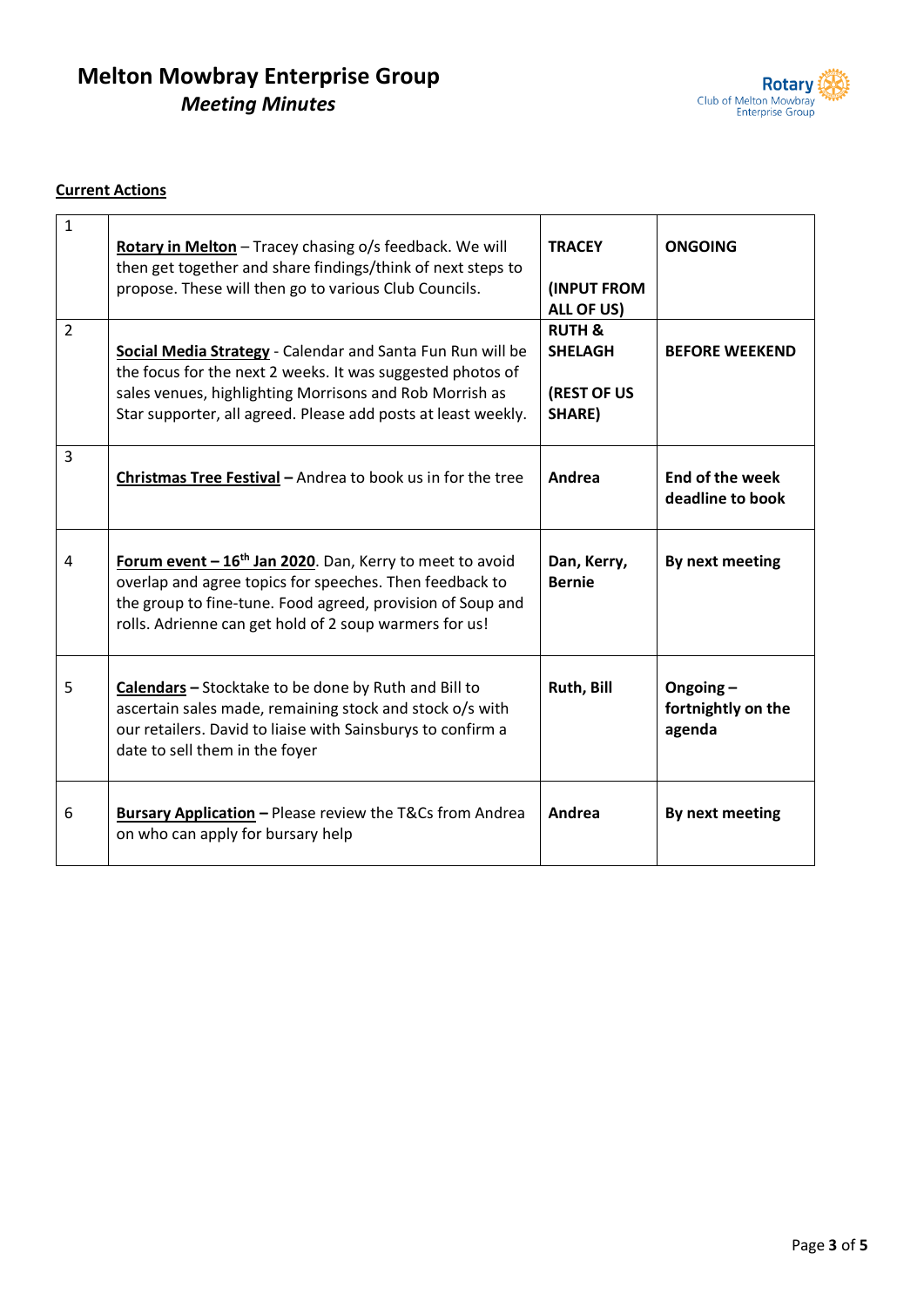# Melton Mowbray Enterprise Group

## *Meeting Minutes*

**Current Actions**

| | | | |
|---|---|---|---|
| 1 | **Rotary in Melton** – Tracey chasing o/s feedback. We will then get together and share findings/think of next steps to propose. These will then go to various Club Councils. | **TRACEY** <br><br> **(INPUT FROM ALL OF US)** | **ONGOING** |
| 2 | **Social Media Strategy** - Calendar and Santa Fun Run will be the focus for the next 2 weeks. It was suggested photos of sales venues, highlighting Morrisons and Rob Morrish as Star supporter, all agreed. Please add posts at least weekly. | **RUTH & SHELAGH** <br><br> **(REST OF US SHARE)** | **BEFORE WEEKEND** |
| 3 | **Christmas Tree Festival –** Andrea to book us in for the tree | **Andrea** | **End of the week deadline to book** |
| 4 | **Forum event – 16th Jan 2020**. Dan, Kerry to meet to avoid overlap and agree topics for speeches. Then feedback to the group to fine-tune. Food agreed, provision of Soup and rolls. Adrienne can get hold of 2 soup warmers for us! | **Dan, Kerry, Bernie** | **By next meeting** |
| 5 | **Calendars –** Stocktake to be done by Ruth and Bill to ascertain sales made, remaining stock and stock o/s with our retailers. David to liaise with Sainsburys to confirm a date to sell them in the foyer | **Ruth, Bill** | **Ongoing – fortnightly on the agenda** |
| 6 | **Bursary Application –** Please review the T&Cs from Andrea on who can apply for bursary help | **Andrea** | **By next meeting** |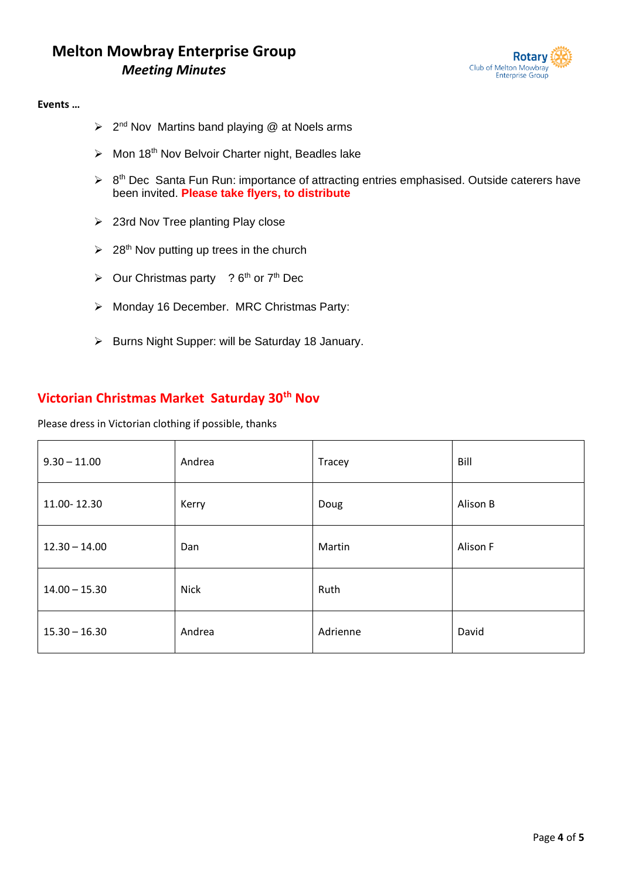# Melton Mowbray Enterprise Group

## *Meeting Minutes*

**Events …**

- 2nd Nov  Martins band playing @ at Noels arms
- Mon 18th Nov Belvoir Charter night, Beadles lake
- 8th Dec  Santa Fun Run: importance of attracting entries emphasised. Outside caterers have been invited. **Please take flyers, to distribute**
- 23rd Nov Tree planting Play close
- 28th Nov putting up trees in the church
- Our Christmas party    ? 6th or 7th Dec
- Monday 16 December.  MRC Christmas Party:
- Burns Night Supper: will be Saturday 18 January.

## Victorian Christmas Market  Saturday 30th Nov

Please dress in Victorian clothing if possible, thanks

| | | | |
|---|---|---|---|
| 9.30 – 11.00 | Andrea | Tracey | Bill |
| 11.00- 12.30 | Kerry | Doug | Alison B |
| 12.30 – 14.00 | Dan | Martin | Alison F |
| 14.00 – 15.30 | Nick | Ruth | |
| 15.30 – 16.30 | Andrea | Adrienne | David |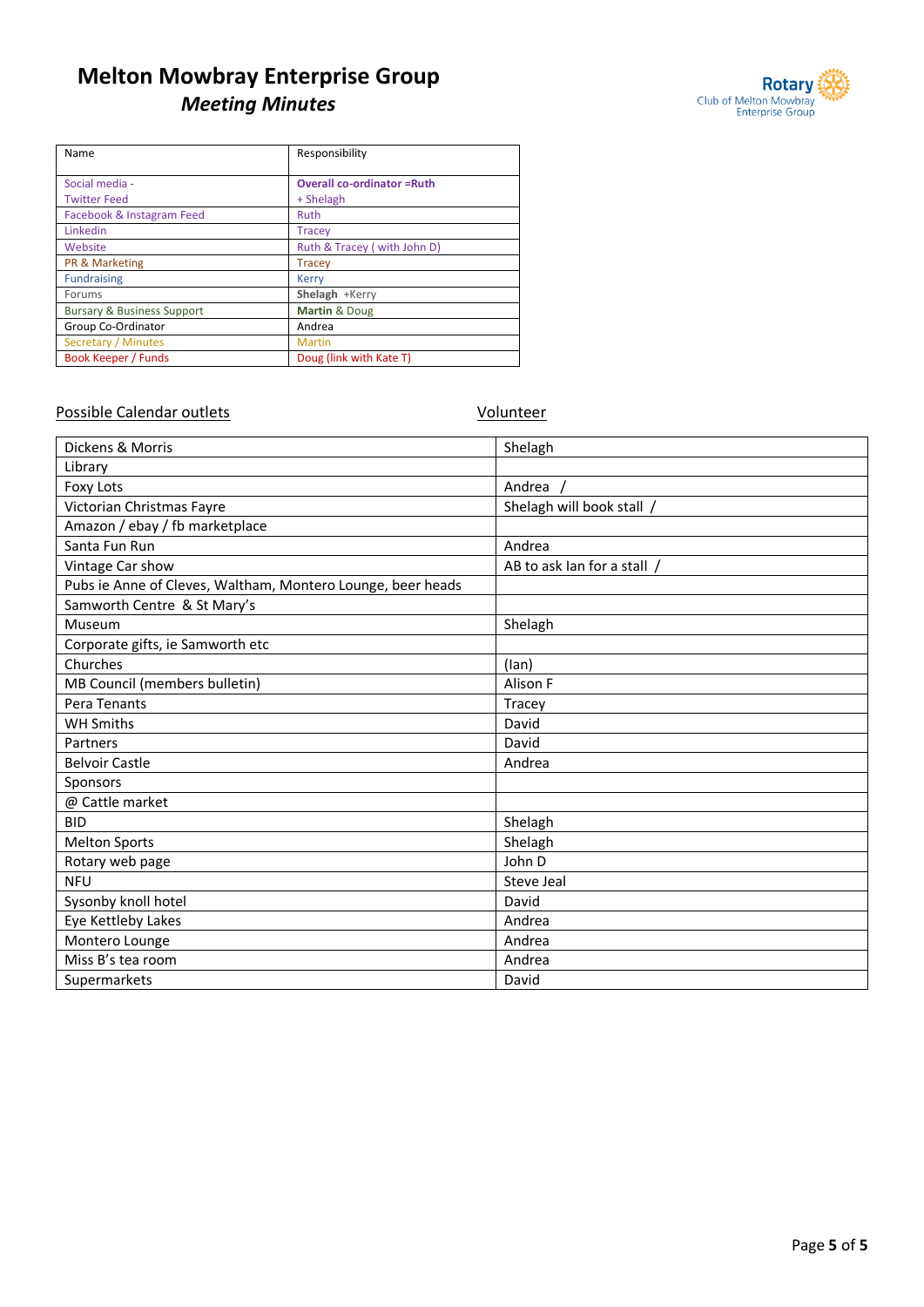# Melton Mowbray Enterprise Group

***Meeting Minutes***

Rotary
Club of Melton Mowbray
Enterprise Group

| Name | Responsibility |
| --- | --- |
| Social media - Twitter Feed | **Overall co-ordinator =Ruth** + Shelagh |
| Facebook & Instagram Feed | Ruth |
| Linkedin | Tracey |
| Website | Ruth & Tracey ( with John D) |
| PR & Marketing | Tracey |
| Fundraising | Kerry |
| Forums | **Shelagh** +Kerry |
| Bursary & Business Support | **Martin** & Doug |
| Group Co-Ordinator | Andrea |
| Secretary / Minutes | Martin |
| Book Keeper / Funds | Doug (link with Kate T) |

| Possible Calendar outlets | Volunteer |
| --- | --- |
| Dickens & Morris | Shelagh |
| Library | |
| Foxy Lots | Andrea / |
| Victorian Christmas Fayre | Shelagh will book stall / |
| Amazon / ebay / fb marketplace | |
| Santa Fun Run | Andrea |
| Vintage Car show | AB to ask Ian for a stall / |
| Pubs ie Anne of Cleves, Waltham, Montero Lounge, beer heads | |
| Samworth Centre & St Mary's | |
| Museum | Shelagh |
| Corporate gifts, ie Samworth etc | |
| Churches | (Ian) |
| MB Council (members bulletin) | Alison F |
| Pera Tenants | Tracey |
| WH Smiths | David |
| Partners | David |
| Belvoir Castle | Andrea |
| Sponsors | |
| @ Cattle market | |
| BID | Shelagh |
| Melton Sports | Shelagh |
| Rotary web page | John D |
| NFU | Steve Jeal |
| Sysonby knoll hotel | David |
| Eye Kettleby Lakes | Andrea |
| Montero Lounge | Andrea |
| Miss B's tea room | Andrea |
| Supermarkets | David |